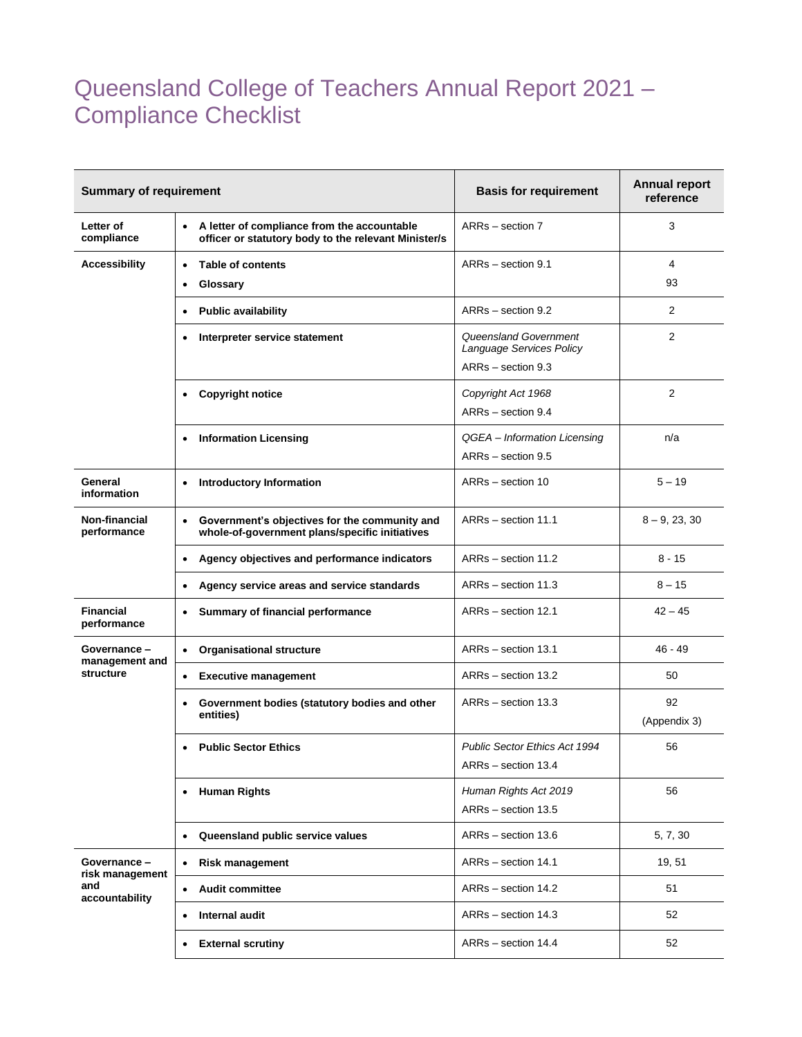# Queensland College of Teachers Annual Report 2021 – Compliance Checklist

| Summary of requirement | | Basis for requirement | Annual report reference |
|---|---|---|---|
| **Letter of compliance** | • **A letter of compliance from the accountable officer or statutory body to the relevant Minister/s** | ARRs – section 7 | 3 |
| **Accessibility** | • **Table of contents**<br>• **Glossary** | ARRs – section 9.1 | 4<br>93 |
| | • **Public availability** | ARRs – section 9.2 | 2 |
| | • **Interpreter service statement** | *Queensland Government Language Services Policy*<br>ARRs – section 9.3 | 2 |
| | • **Copyright notice** | *Copyright Act 1968*<br>ARRs – section 9.4 | 2 |
| | • **Information Licensing** | *QGEA – Information Licensing*<br>ARRs – section 9.5 | n/a |
| **General information** | • **Introductory Information** | ARRs – section 10 | 5 – 19 |
| **Non-financial performance** | • **Government's objectives for the community and whole-of-government plans/specific initiatives** | ARRs – section 11.1 | 8 – 9, 23, 30 |
| | • **Agency objectives and performance indicators** | ARRs – section 11.2 | 8 - 15 |
| | • **Agency service areas and service standards** | ARRs – section 11.3 | 8 – 15 |
| **Financial performance** | • **Summary of financial performance** | ARRs – section 12.1 | 42 – 45 |
| **Governance – management and structure** | • **Organisational structure** | ARRs – section 13.1 | 46 - 49 |
| | • **Executive management** | ARRs – section 13.2 | 50 |
| | • **Government bodies (statutory bodies and other entities)** | ARRs – section 13.3 | 92<br>(Appendix 3) |
| | • **Public Sector Ethics** | *Public Sector Ethics Act 1994*<br>ARRs – section 13.4 | 56 |
| | • **Human Rights** | *Human Rights Act 2019*<br>ARRs – section 13.5 | 56 |
| | • **Queensland public service values** | ARRs – section 13.6 | 5, 7, 30 |
| **Governance – risk management and accountability** | • **Risk management** | ARRs – section 14.1 | 19, 51 |
| | • **Audit committee** | ARRs – section 14.2 | 51 |
| | • **Internal audit** | ARRs – section 14.3 | 52 |
| | • **External scrutiny** | ARRs – section 14.4 | 52 |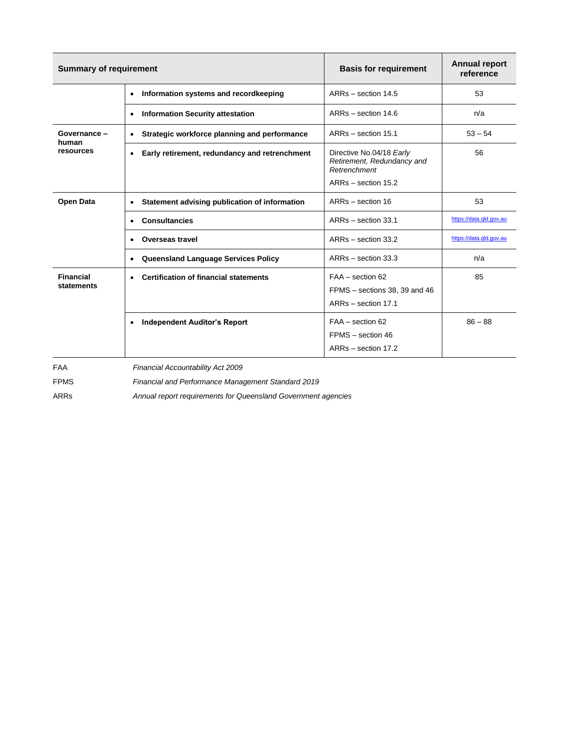| Summary of requirement | | Basis for requirement | Annual report reference |
|---|---|---|---|
| | • **Information systems and recordkeeping** | ARRs – section 14.5 | 53 |
| | • **Information Security attestation** | ARRs – section 14.6 | n/a |
| **Governance – human resources** | • **Strategic workforce planning and performance** | ARRs – section 15.1 | 53 – 54 |
| | • **Early retirement, redundancy and retrenchment** | Directive No.04/18 *Early Retirement, Redundancy and Retrenchment*<br>ARRs – section 15.2 | 56 |
| **Open Data** | • **Statement advising publication of information** | ARRs – section 16 | 53 |
| | • **Consultancies** | ARRs – section 33.1 | https://data.qld.gov.au |
| | • **Overseas travel** | ARRs – section 33.2 | https://data.qld.gov.au |
| | • **Queensland Language Services Policy** | ARRs – section 33.3 | n/a |
| **Financial statements** | • **Certification of financial statements** | FAA – section 62<br>FPMS – sections 38, 39 and 46<br>ARRs – section 17.1 | 85 |
| | • **Independent Auditor's Report** | FAA – section 62<br>FPMS – section 46<br>ARRs – section 17.2 | 86 – 88 |

FAA *Financial Accountability Act 2009*

FPMS *Financial and Performance Management Standard 2019*

ARRs *Annual report requirements for Queensland Government agencies*